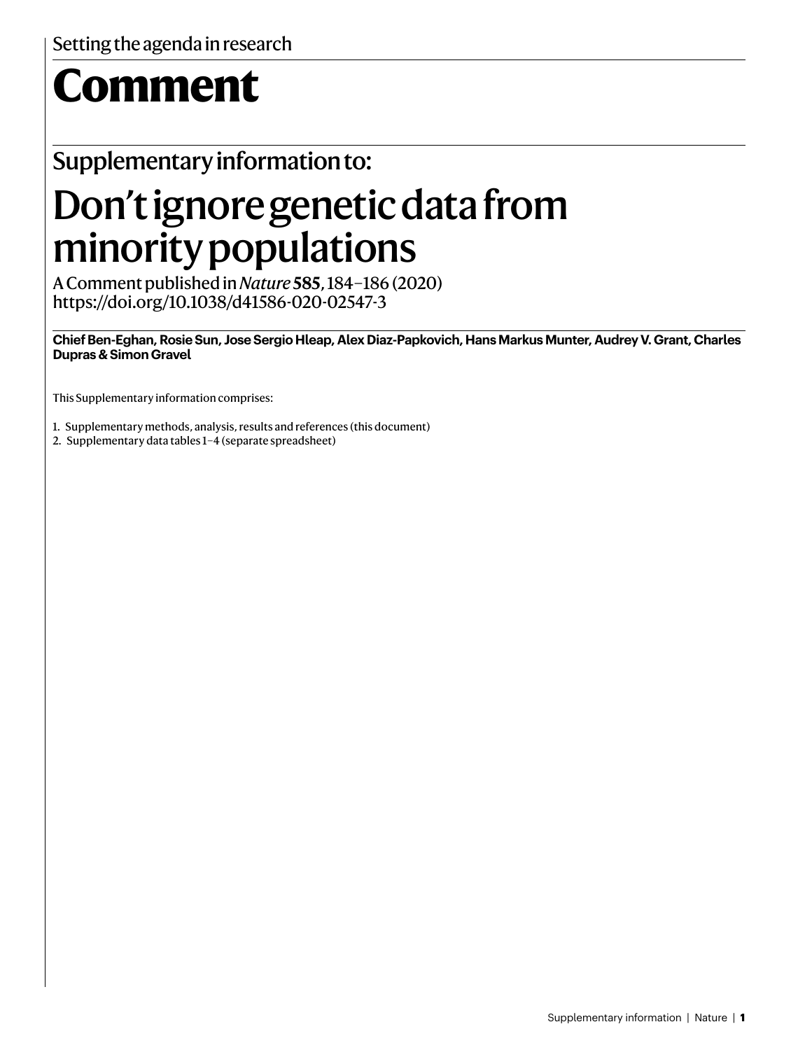Setting the agenda in research

# Comment

## Supplementary information to:

# Don't ignore genetic data from minority populations

A Comment published in *Nature* **585**, 184–186 (2020)
https://doi.org/10.1038/d41586-020-02547-3

**Chief Ben-Eghan, Rosie Sun, Jose Sergio Hleap, Alex Diaz-Papkovich, Hans Markus Munter, Audrey V. Grant, Charles Dupras & Simon Gravel**

This Supplementary information comprises:

1. Supplementary methods, analysis, results and references (this document)
2. Supplementary data tables 1–4 (separate spreadsheet)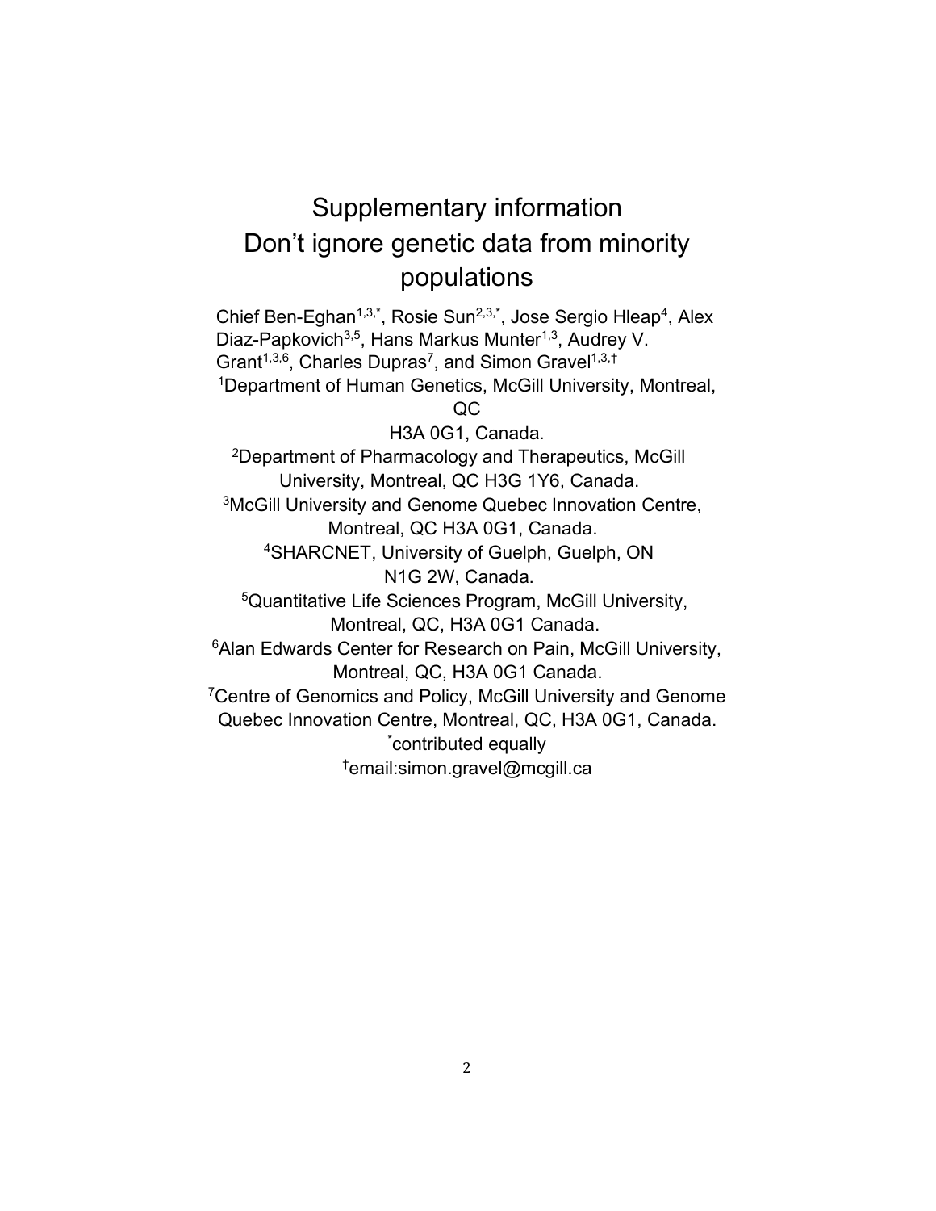# Supplementary information
# Don't ignore genetic data from minority populations

Chief Ben-Eghan[1,3,*], Rosie Sun[2,3,*], Jose Sergio Hleap[4], Alex Diaz-Papkovich[3,5], Hans Markus Munter[1,3], Audrey V. Grant[1,3,6], Charles Dupras[7], and Simon Gravel[1,3,†]

[1]Department of Human Genetics, McGill University, Montreal, QC H3A 0G1, Canada.

[2]Department of Pharmacology and Therapeutics, McGill University, Montreal, QC H3G 1Y6, Canada.

[3]McGill University and Genome Quebec Innovation Centre, Montreal, QC H3A 0G1, Canada.

[4]SHARCNET, University of Guelph, Guelph, ON N1G 2W, Canada.

[5]Quantitative Life Sciences Program, McGill University, Montreal, QC, H3A 0G1 Canada.

[6]Alan Edwards Center for Research on Pain, McGill University, Montreal, QC, H3A 0G1 Canada.

[7]Centre of Genomics and Policy, McGill University and Genome Quebec Innovation Centre, Montreal, QC, H3A 0G1, Canada.

[*]contributed equally

[†]email:simon.gravel@mcgill.ca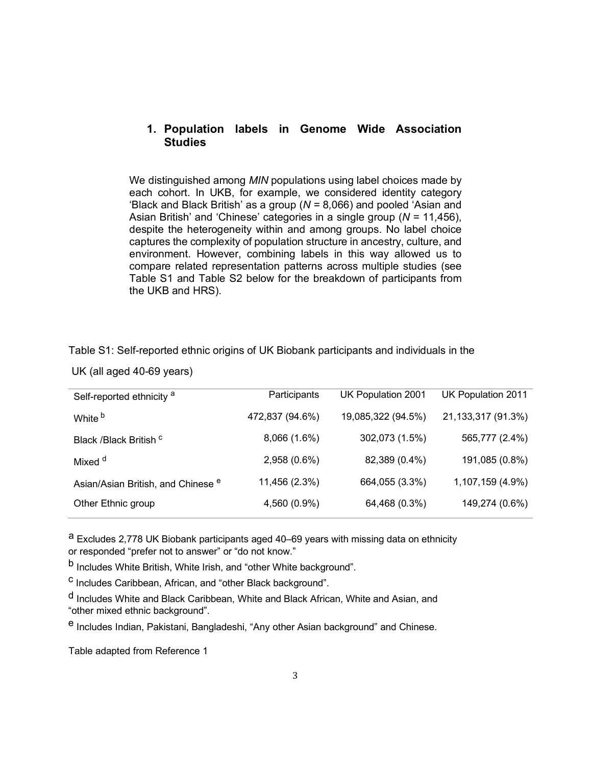## 1. Population labels in Genome Wide Association Studies

We distinguished among *MIN* populations using label choices made by each cohort. In UKB, for example, we considered identity category 'Black and Black British' as a group (*N* = 8,066) and pooled 'Asian and Asian British' and 'Chinese' categories in a single group (*N* = 11,456), despite the heterogeneity within and among groups. No label choice captures the complexity of population structure in ancestry, culture, and environment. However, combining labels in this way allowed us to compare related representation patterns across multiple studies (see Table S1 and Table S2 below for the breakdown of participants from the UKB and HRS).

Table S1: Self-reported ethnic origins of UK Biobank participants and individuals in the UK (all aged 40-69 years)

| Self-reported ethnicity [a] | Participants | UK Population 2001 | UK Population 2011 |
|---|---|---|---|
| White [b] | 472,837 (94.6%) | 19,085,322 (94.5%) | 21,133,317 (91.3%) |
| Black /Black British [c] | 8,066 (1.6%) | 302,073 (1.5%) | 565,777 (2.4%) |
| Mixed [d] | 2,958 (0.6%) | 82,389 (0.4%) | 191,085 (0.8%) |
| Asian/Asian British, and Chinese [e] | 11,456 (2.3%) | 664,055 (3.3%) | 1,107,159 (4.9%) |
| Other Ethnic group | 4,560 (0.9%) | 64,468 (0.3%) | 149,274 (0.6%) |

[a] Excludes 2,778 UK Biobank participants aged 40–69 years with missing data on ethnicity or responded "prefer not to answer" or "do not know."

[b] Includes White British, White Irish, and "other White background".

[c] Includes Caribbean, African, and "other Black background".

[d] Includes White and Black Caribbean, White and Black African, White and Asian, and "other mixed ethnic background".

[e] Includes Indian, Pakistani, Bangladeshi, "Any other Asian background" and Chinese.

Table adapted from Reference 1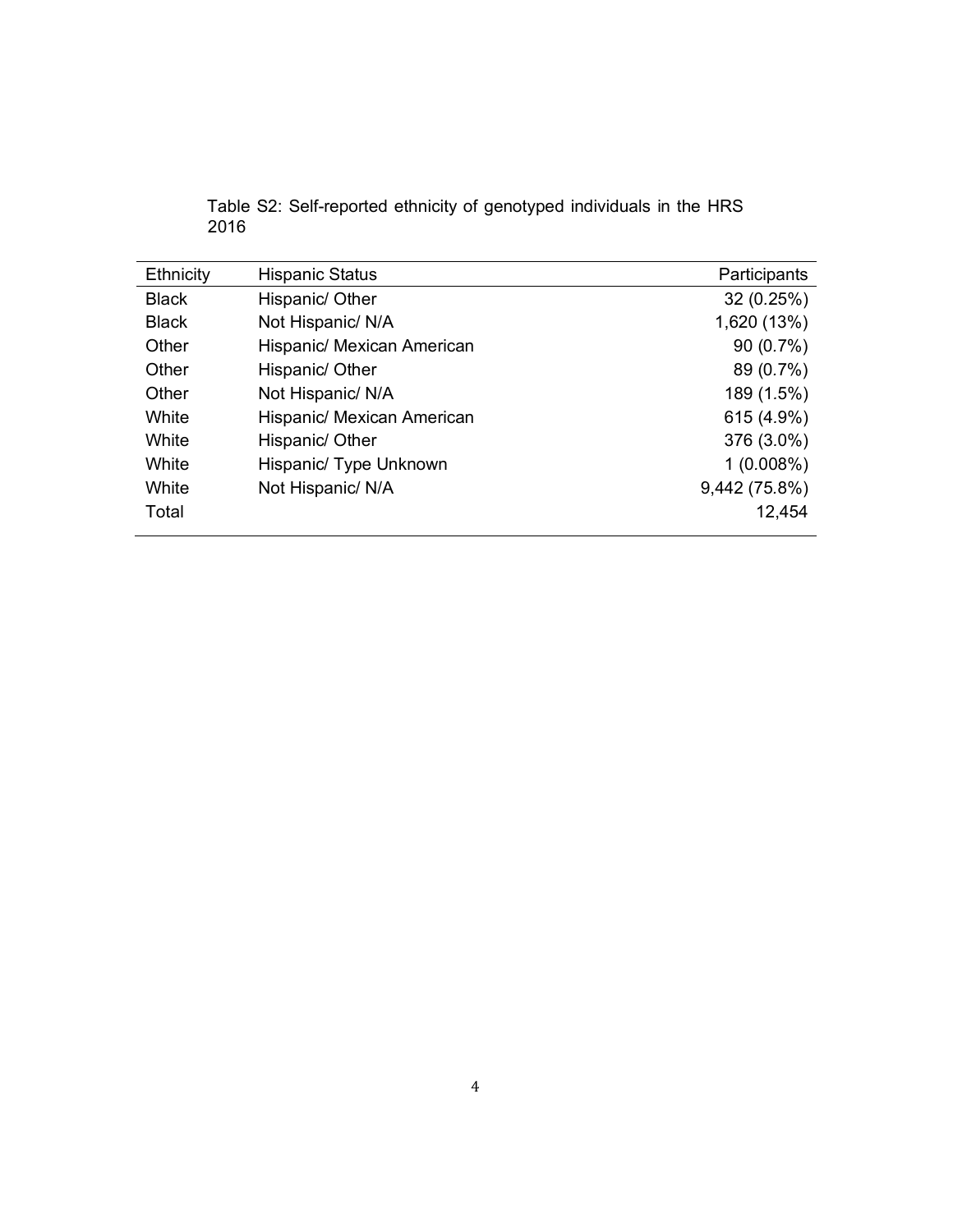Table S2: Self-reported ethnicity of genotyped individuals in the HRS 2016

| Ethnicity | Hispanic Status | Participants |
|---|---|---|
| Black | Hispanic/ Other | 32 (0.25%) |
| Black | Not Hispanic/ N/A | 1,620 (13%) |
| Other | Hispanic/ Mexican American | 90 (0.7%) |
| Other | Hispanic/ Other | 89 (0.7%) |
| Other | Not Hispanic/ N/A | 189 (1.5%) |
| White | Hispanic/ Mexican American | 615 (4.9%) |
| White | Hispanic/ Other | 376 (3.0%) |
| White | Hispanic/ Type Unknown | 1 (0.008%) |
| White | Not Hispanic/ N/A | 9,442 (75.8%) |
| Total | | 12,454 |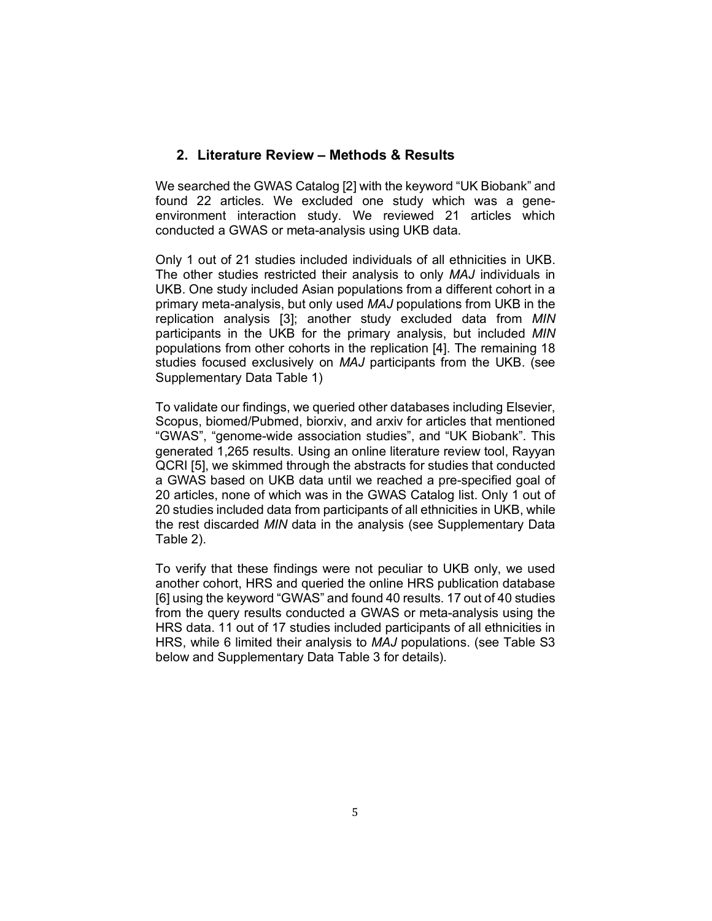## 2. Literature Review – Methods & Results

We searched the GWAS Catalog [2] with the keyword "UK Biobank" and found 22 articles. We excluded one study which was a gene-environment interaction study. We reviewed 21 articles which conducted a GWAS or meta-analysis using UKB data.

Only 1 out of 21 studies included individuals of all ethnicities in UKB. The other studies restricted their analysis to only *MAJ* individuals in UKB. One study included Asian populations from a different cohort in a primary meta-analysis, but only used *MAJ* populations from UKB in the replication analysis [3]; another study excluded data from *MIN* participants in the UKB for the primary analysis, but included *MIN* populations from other cohorts in the replication [4]. The remaining 18 studies focused exclusively on *MAJ* participants from the UKB. (see Supplementary Data Table 1)

To validate our findings, we queried other databases including Elsevier, Scopus, biomed/Pubmed, biorxiv, and arxiv for articles that mentioned "GWAS", "genome-wide association studies", and "UK Biobank". This generated 1,265 results. Using an online literature review tool, Rayyan QCRI [5], we skimmed through the abstracts for studies that conducted a GWAS based on UKB data until we reached a pre-specified goal of 20 articles, none of which was in the GWAS Catalog list. Only 1 out of 20 studies included data from participants of all ethnicities in UKB, while the rest discarded *MIN* data in the analysis (see Supplementary Data Table 2).

To verify that these findings were not peculiar to UKB only, we used another cohort, HRS and queried the online HRS publication database [6] using the keyword "GWAS" and found 40 results. 17 out of 40 studies from the query results conducted a GWAS or meta-analysis using the HRS data. 11 out of 17 studies included participants of all ethnicities in HRS, while 6 limited their analysis to *MAJ* populations. (see Table S3 below and Supplementary Data Table 3 for details).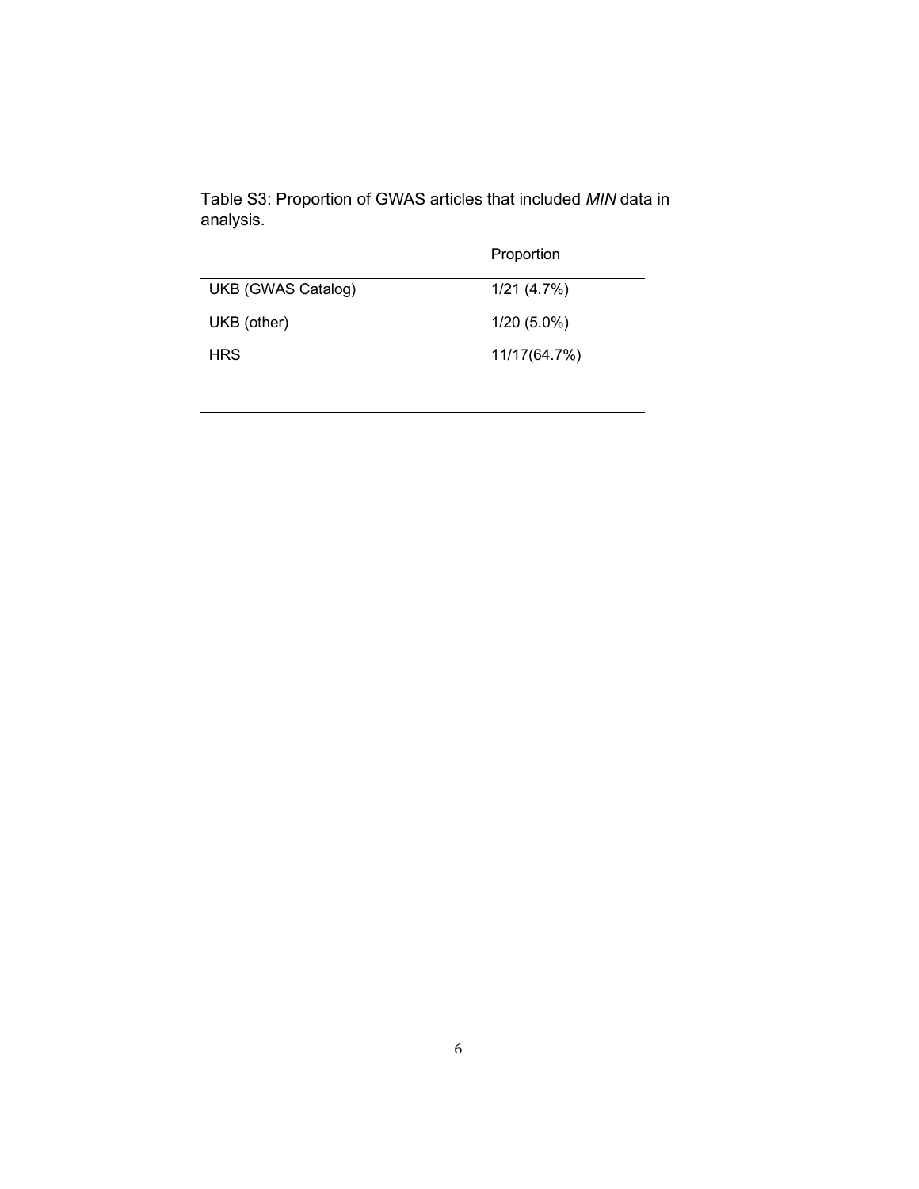Table S3: Proportion of GWAS articles that included *MIN* data in analysis.

| | Proportion |
|---|---|
| UKB (GWAS Catalog) | 1/21 (4.7%) |
| UKB (other) | 1/20 (5.0%) |
| HRS | 11/17(64.7%) |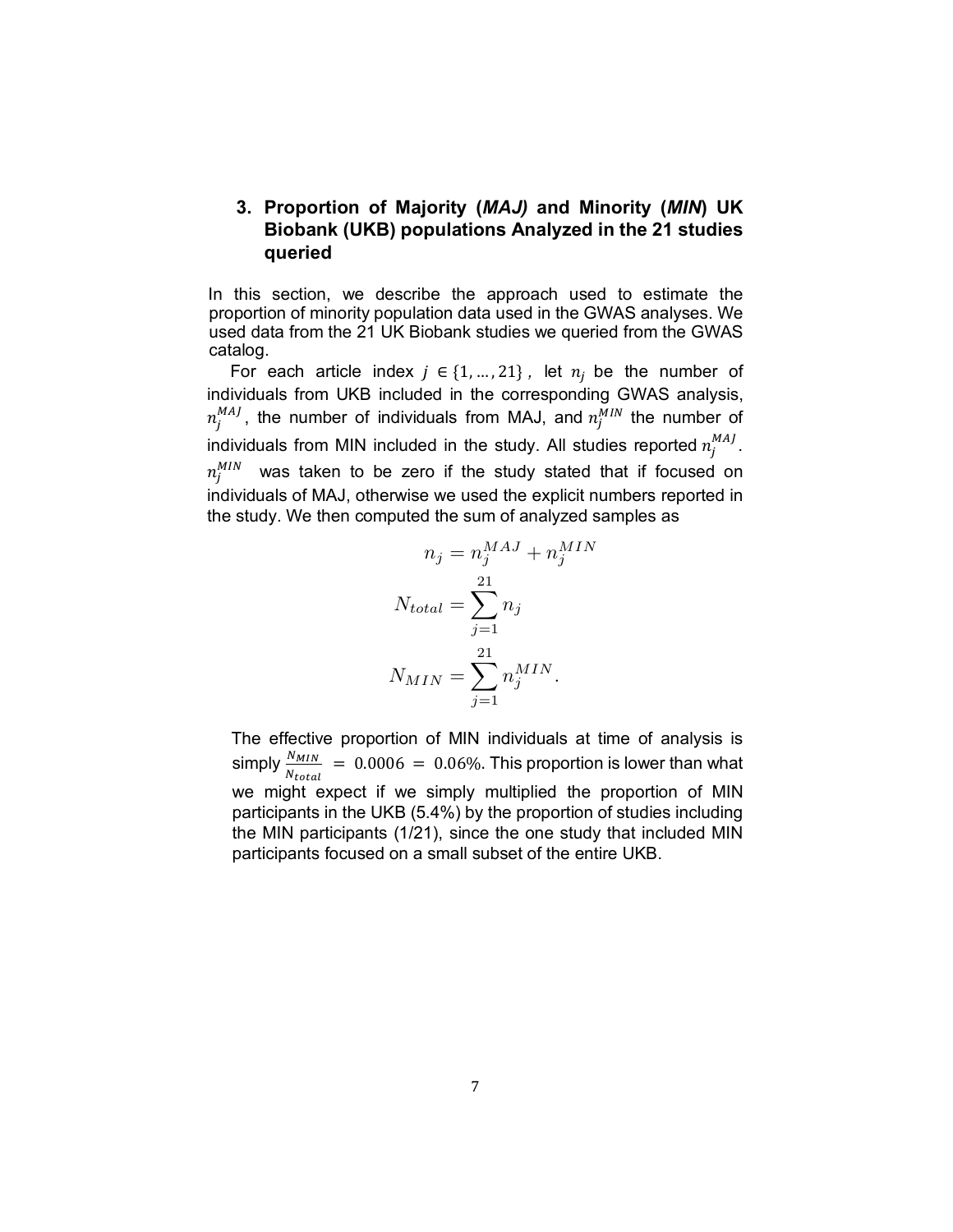## 3. Proportion of Majority (*MAJ)* and Minority (*MIN*) UK Biobank (UKB) populations Analyzed in the 21 studies queried

In this section, we describe the approach used to estimate the proportion of minority population data used in the GWAS analyses. We used data from the 21 UK Biobank studies we queried from the GWAS catalog.

For each article index $j \in \{1, \ldots, 21\}$, let $n_j$ be the number of individuals from UKB included in the corresponding GWAS analysis, $n_j^{MAJ}$, the number of individuals from MAJ, and $n_j^{MIN}$ the number of individuals from MIN included in the study. All studies reported $n_j^{MAJ}$. $n_j^{MIN}$ was taken to be zero if the study stated that if focused on individuals of MAJ, otherwise we used the explicit numbers reported in the study. We then computed the sum of analyzed samples as

$$n_j = n_j^{MAJ} + n_j^{MIN}$$

$$N_{total} = \sum_{j=1}^{21} n_j$$

$$N_{MIN} = \sum_{j=1}^{21} n_j^{MIN}.$$

The effective proportion of MIN individuals at time of analysis is simply $\frac{N_{MIN}}{N_{total}} = 0.0006 = 0.06\%$. This proportion is lower than what we might expect if we simply multiplied the proportion of MIN participants in the UKB (5.4%) by the proportion of studies including the MIN participants (1/21), since the one study that included MIN participants focused on a small subset of the entire UKB.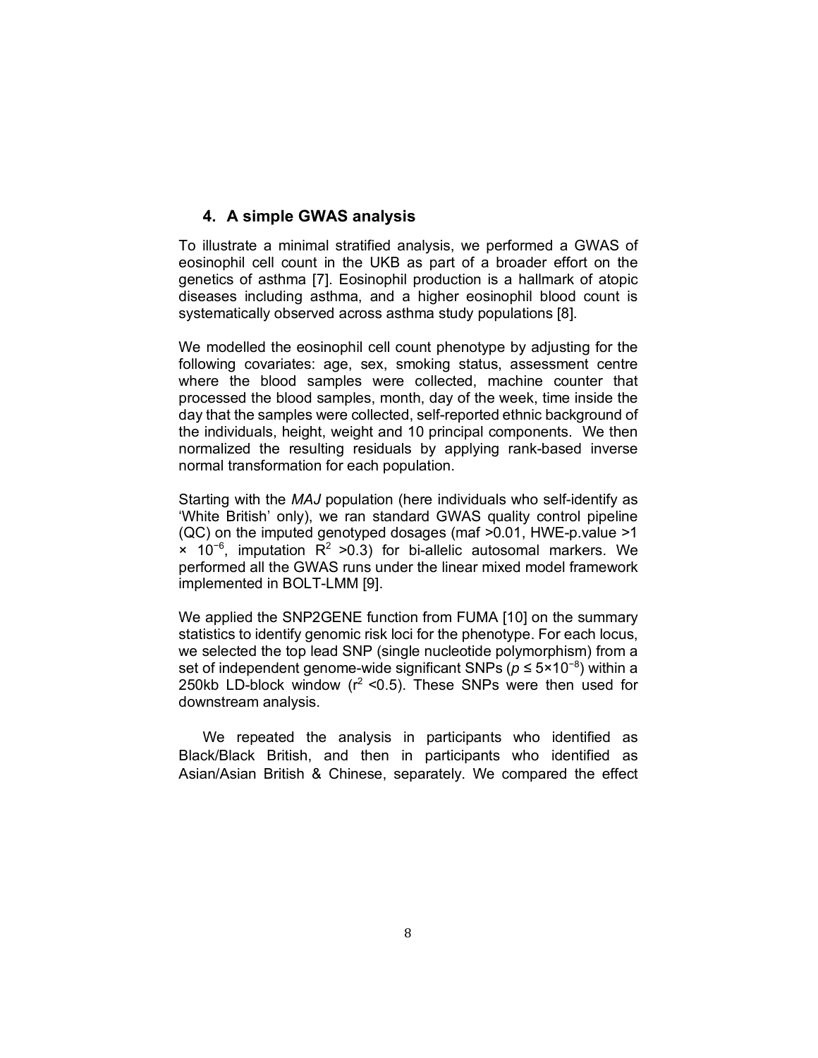## 4. A simple GWAS analysis

To illustrate a minimal stratified analysis, we performed a GWAS of eosinophil cell count in the UKB as part of a broader effort on the genetics of asthma [7]. Eosinophil production is a hallmark of atopic diseases including asthma, and a higher eosinophil blood count is systematically observed across asthma study populations [8].

We modelled the eosinophil cell count phenotype by adjusting for the following covariates: age, sex, smoking status, assessment centre where the blood samples were collected, machine counter that processed the blood samples, month, day of the week, time inside the day that the samples were collected, self-reported ethnic background of the individuals, height, weight and 10 principal components. We then normalized the resulting residuals by applying rank-based inverse normal transformation for each population.

Starting with the *MAJ* population (here individuals who self-identify as 'White British' only), we ran standard GWAS quality control pipeline (QC) on the imputed genotyped dosages (maf >0.01, HWE-p.value $>1 \times 10^{-6}$, imputation $R^2 > 0.3$) for bi-allelic autosomal markers. We performed all the GWAS runs under the linear mixed model framework implemented in BOLT-LMM [9].

We applied the SNP2GENE function from FUMA [10] on the summary statistics to identify genomic risk loci for the phenotype. For each locus, we selected the top lead SNP (single nucleotide polymorphism) from a set of independent genome-wide significant SNPs ($p \leq 5 \times 10^{-8}$) within a 250kb LD-block window ($r^2 < 0.5$). These SNPs were then used for downstream analysis.

We repeated the analysis in participants who identified as Black/Black British, and then in participants who identified as Asian/Asian British & Chinese, separately. We compared the effect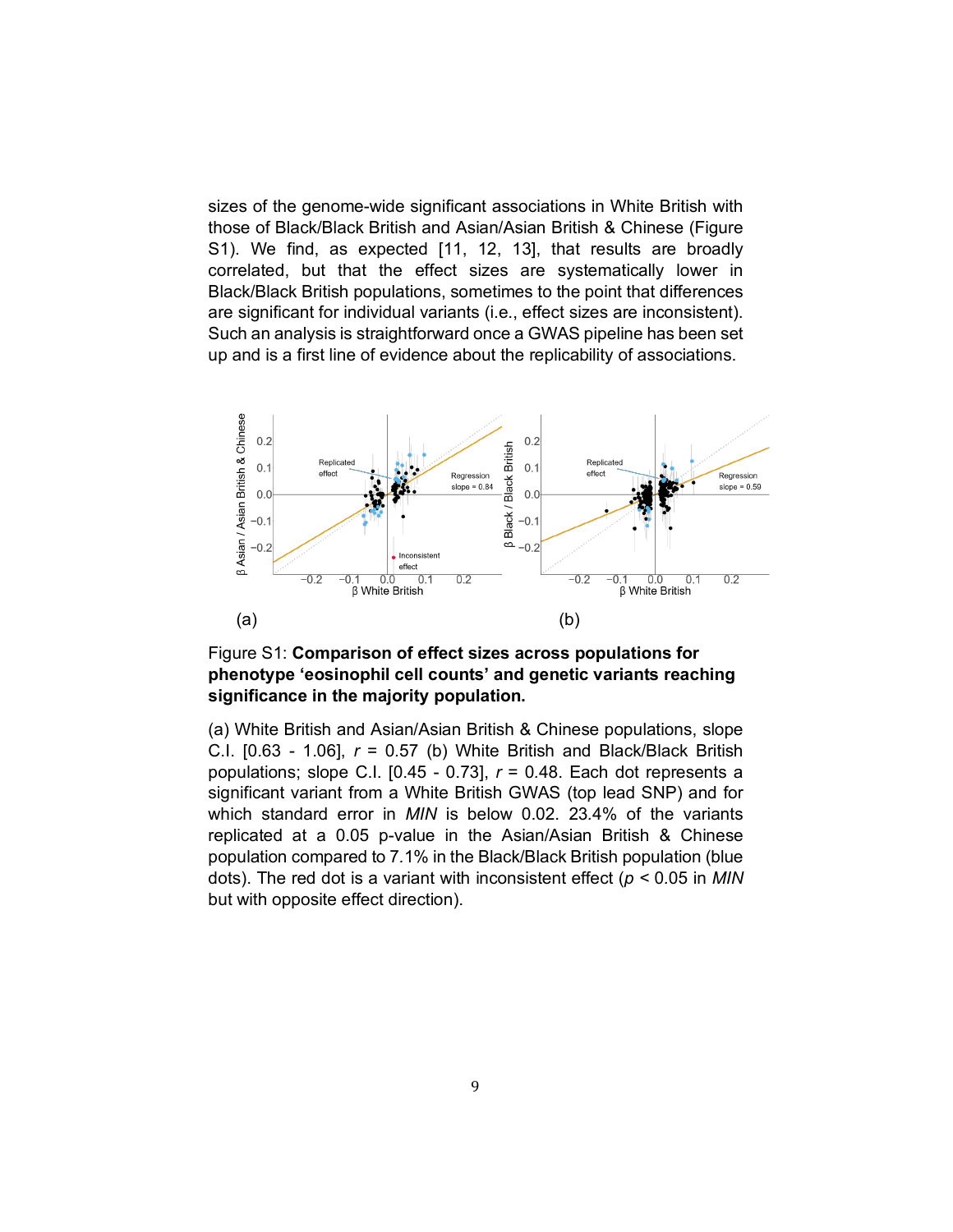sizes of the genome-wide significant associations in White British with those of Black/Black British and Asian/Asian British & Chinese (Figure S1). We find, as expected [11, 12, 13], that results are broadly correlated, but that the effect sizes are systematically lower in Black/Black British populations, sometimes to the point that differences are significant for individual variants (i.e., effect sizes are inconsistent). Such an analysis is straightforward once a GWAS pipeline has been set up and is a first line of evidence about the replicability of associations.

(a) (b)

Figure S1: **Comparison of effect sizes across populations for phenotype 'eosinophil cell counts' and genetic variants reaching significance in the majority population.**

(a) White British and Asian/Asian British & Chinese populations, slope C.I. [0.63 - 1.06], $r$ = 0.57 (b) White British and Black/Black British populations; slope C.I. [0.45 - 0.73], $r$ = 0.48. Each dot represents a significant variant from a White British GWAS (top lead SNP) and for which standard error in *MIN* is below 0.02. 23.4% of the variants replicated at a 0.05 p-value in the Asian/Asian British & Chinese population compared to 7.1% in the Black/Black British population (blue dots). The red dot is a variant with inconsistent effect ($p < 0.05$ in *MIN* but with opposite effect direction).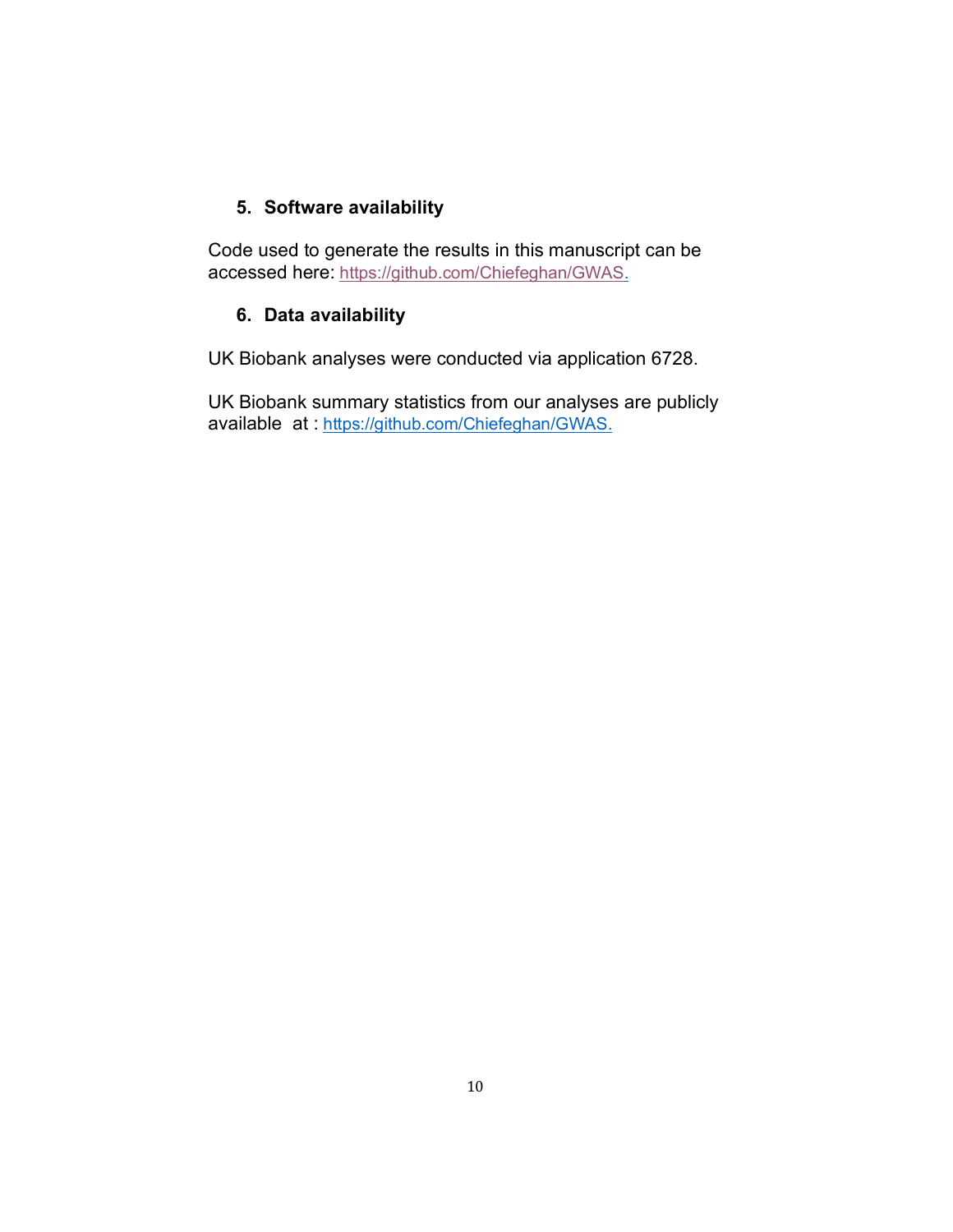## 5. Software availability

Code used to generate the results in this manuscript can be accessed here: https://github.com/Chiefeghan/GWAS.

## 6. Data availability

UK Biobank analyses were conducted via application 6728.

UK Biobank summary statistics from our analyses are publicly available at : https://github.com/Chiefeghan/GWAS.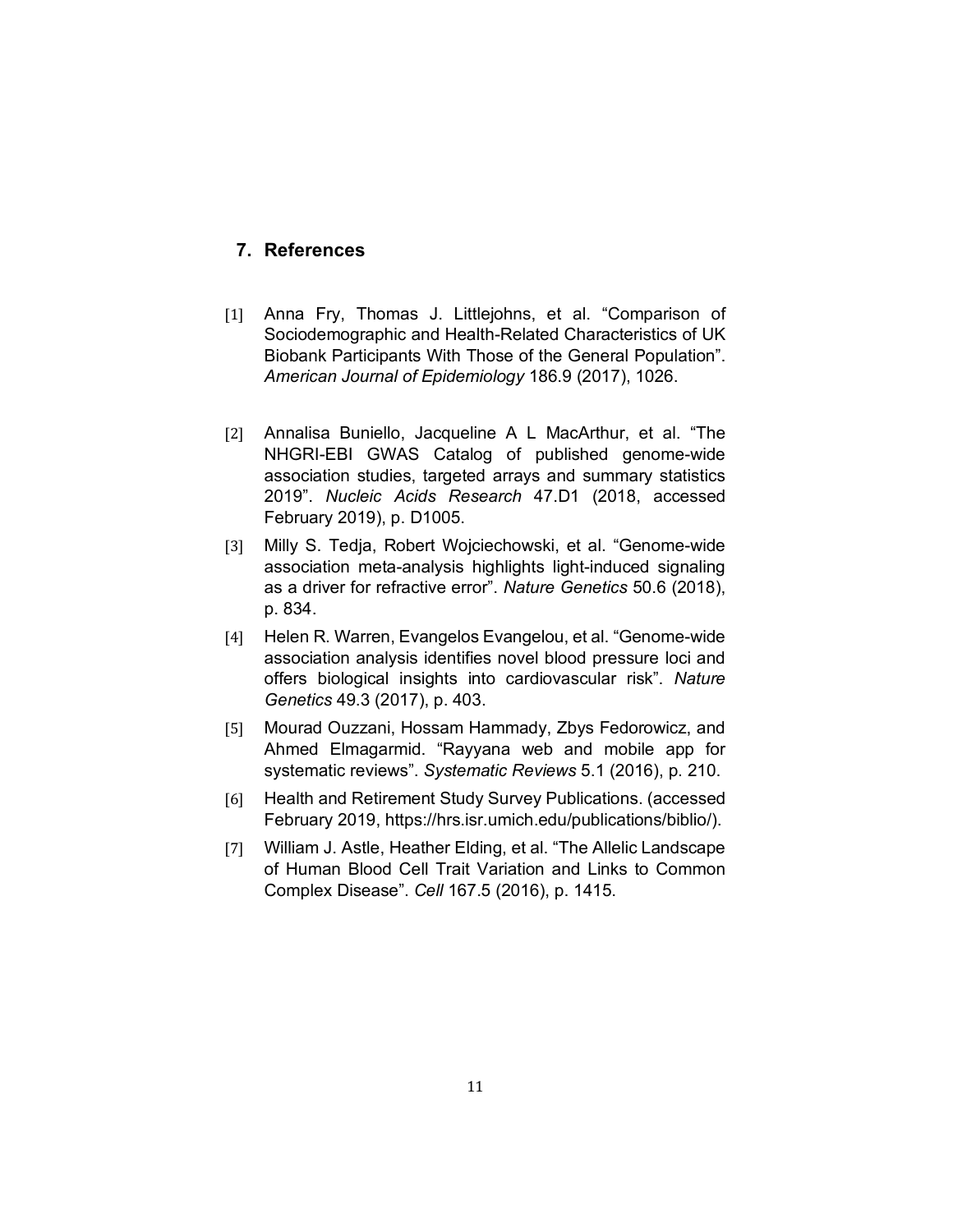## 7. References

[1] Anna Fry, Thomas J. Littlejohns, et al. "Comparison of Sociodemographic and Health-Related Characteristics of UK Biobank Participants With Those of the General Population". *American Journal of Epidemiology* 186.9 (2017), 1026.

[2] Annalisa Buniello, Jacqueline A L MacArthur, et al. "The NHGRI-EBI GWAS Catalog of published genome-wide association studies, targeted arrays and summary statistics 2019". *Nucleic Acids Research* 47.D1 (2018, accessed February 2019), p. D1005.

[3] Milly S. Tedja, Robert Wojciechowski, et al. "Genome-wide association meta-analysis highlights light-induced signaling as a driver for refractive error". *Nature Genetics* 50.6 (2018), p. 834.

[4] Helen R. Warren, Evangelos Evangelou, et al. "Genome-wide association analysis identifies novel blood pressure loci and offers biological insights into cardiovascular risk". *Nature Genetics* 49.3 (2017), p. 403.

[5] Mourad Ouzzani, Hossam Hammady, Zbys Fedorowicz, and Ahmed Elmagarmid. "Rayyana web and mobile app for systematic reviews". *Systematic Reviews* 5.1 (2016), p. 210.

[6] Health and Retirement Study Survey Publications. (accessed February 2019, https://hrs.isr.umich.edu/publications/biblio/).

[7] William J. Astle, Heather Elding, et al. "The Allelic Landscape of Human Blood Cell Trait Variation and Links to Common Complex Disease". *Cell* 167.5 (2016), p. 1415.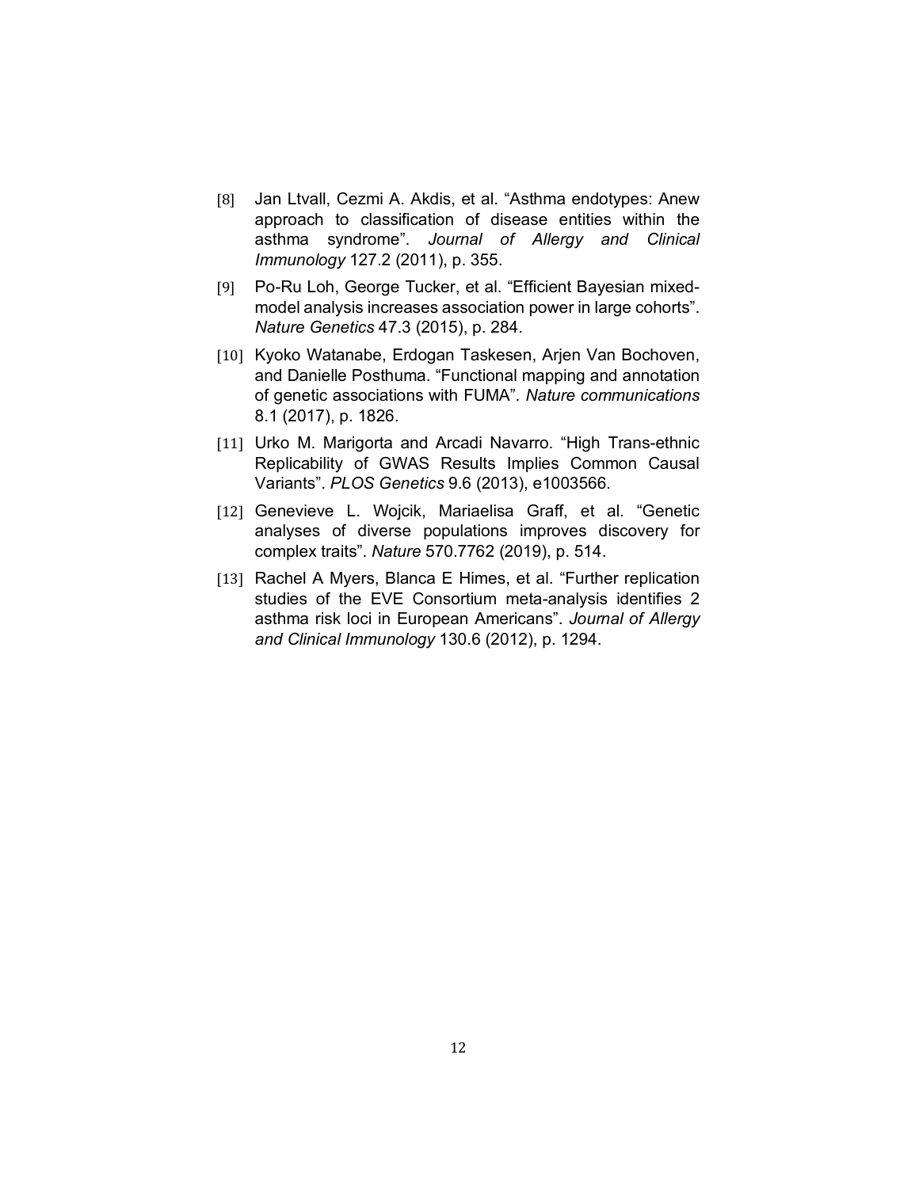[8] Jan Ltvall, Cezmi A. Akdis, et al. “Asthma endotypes: Anew approach to classification of disease entities within the asthma syndrome”. *Journal of Allergy and Clinical Immunology* 127.2 (2011), p. 355.

[9] Po-Ru Loh, George Tucker, et al. “Efficient Bayesian mixed-model analysis increases association power in large cohorts”. *Nature Genetics* 47.3 (2015), p. 284.

[10] Kyoko Watanabe, Erdogan Taskesen, Arjen Van Bochoven, and Danielle Posthuma. “Functional mapping and annotation of genetic associations with FUMA”. *Nature communications* 8.1 (2017), p. 1826.

[11] Urko M. Marigorta and Arcadi Navarro. “High Trans-ethnic Replicability of GWAS Results Implies Common Causal Variants”. *PLOS Genetics* 9.6 (2013), e1003566.

[12] Genevieve L. Wojcik, Mariaelisa Graff, et al. “Genetic analyses of diverse populations improves discovery for complex traits”. *Nature* 570.7762 (2019), p. 514.

[13] Rachel A Myers, Blanca E Himes, et al. “Further replication studies of the EVE Consortium meta-analysis identifies 2 asthma risk loci in European Americans”. *Journal of Allergy and Clinical Immunology* 130.6 (2012), p. 1294.